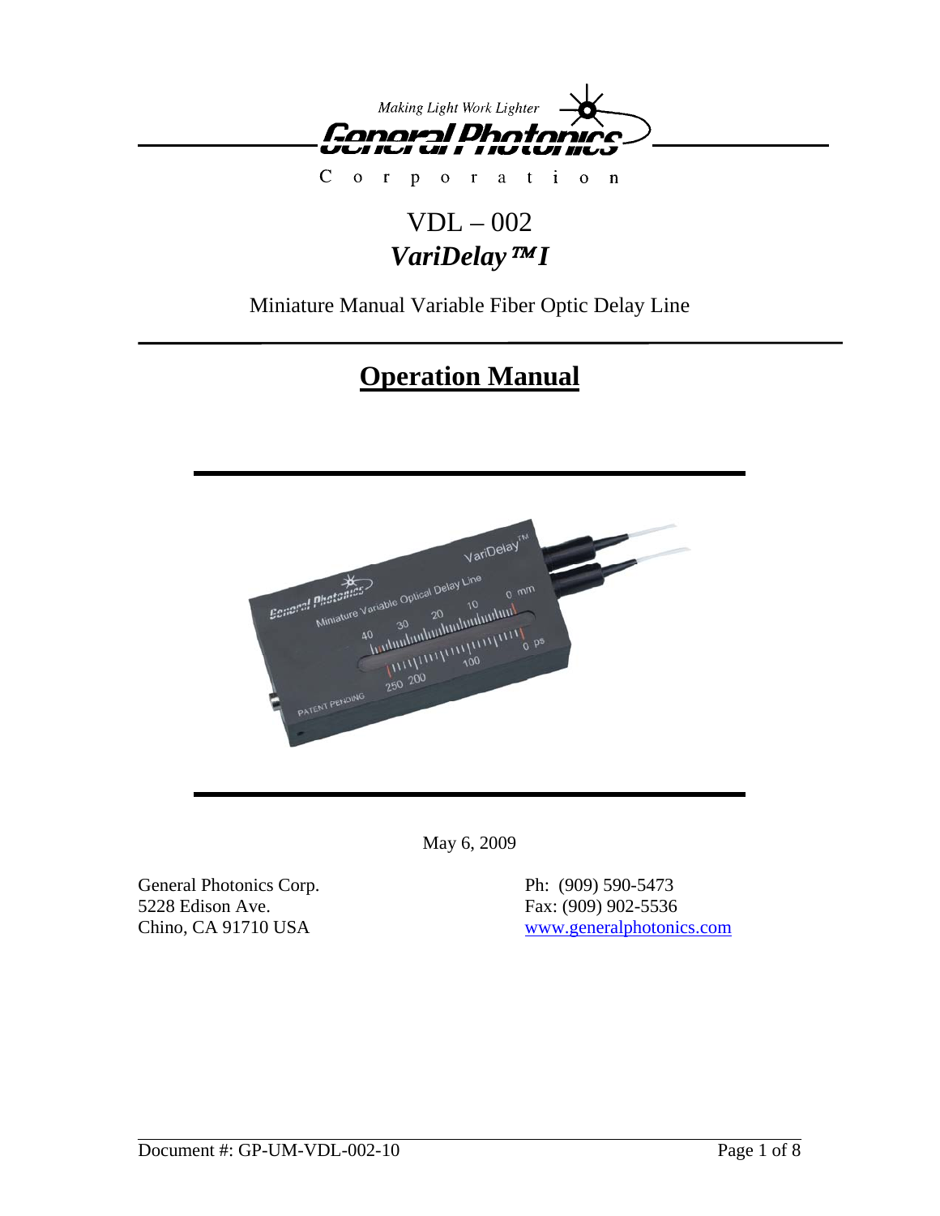Making Light Work Lighter

General Photonics

Corporation

# VDL – 002

## *VariDelay™ I*

Miniature Manual Variable Fiber Optic Delay Line

# Operation Manual

May 6, 2009

General Photonics Corp.
5228 Edison Ave.
Chino, CA 91710 USA

Ph: (909) 590-5473
Fax: (909) 902-5536
www.generalphotonics.com

Document #: GP-UM-VDL-002-10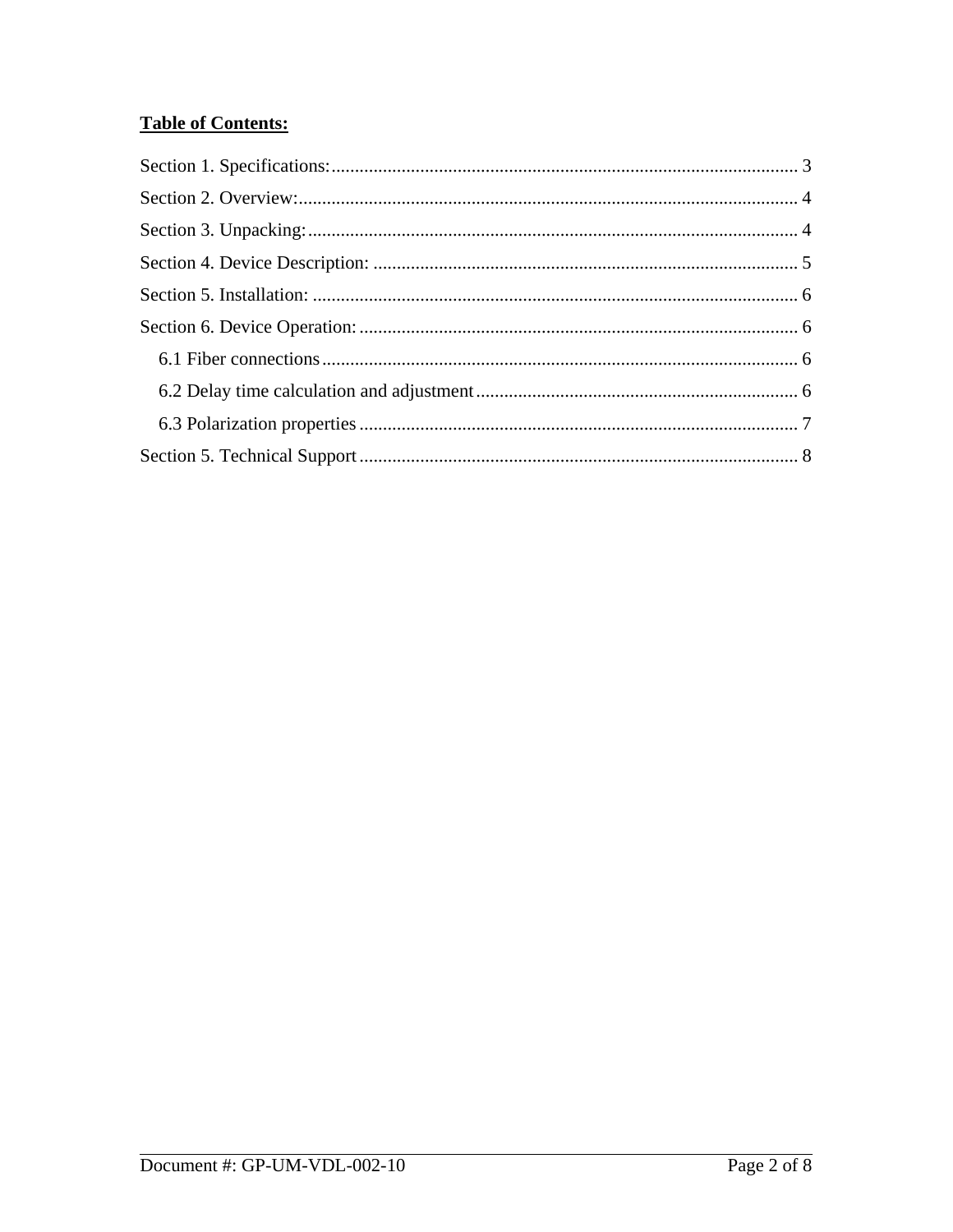**Table of Contents:**

Section 1. Specifications: 3

Section 2. Overview: 4

Section 3. Unpacking: 4

Section 4. Device Description: 5

Section 5. Installation: 6

Section 6. Device Operation: 6

- 6.1 Fiber connections 6
- 6.2 Delay time calculation and adjustment 6
- 6.3 Polarization properties 7

Section 5. Technical Support 8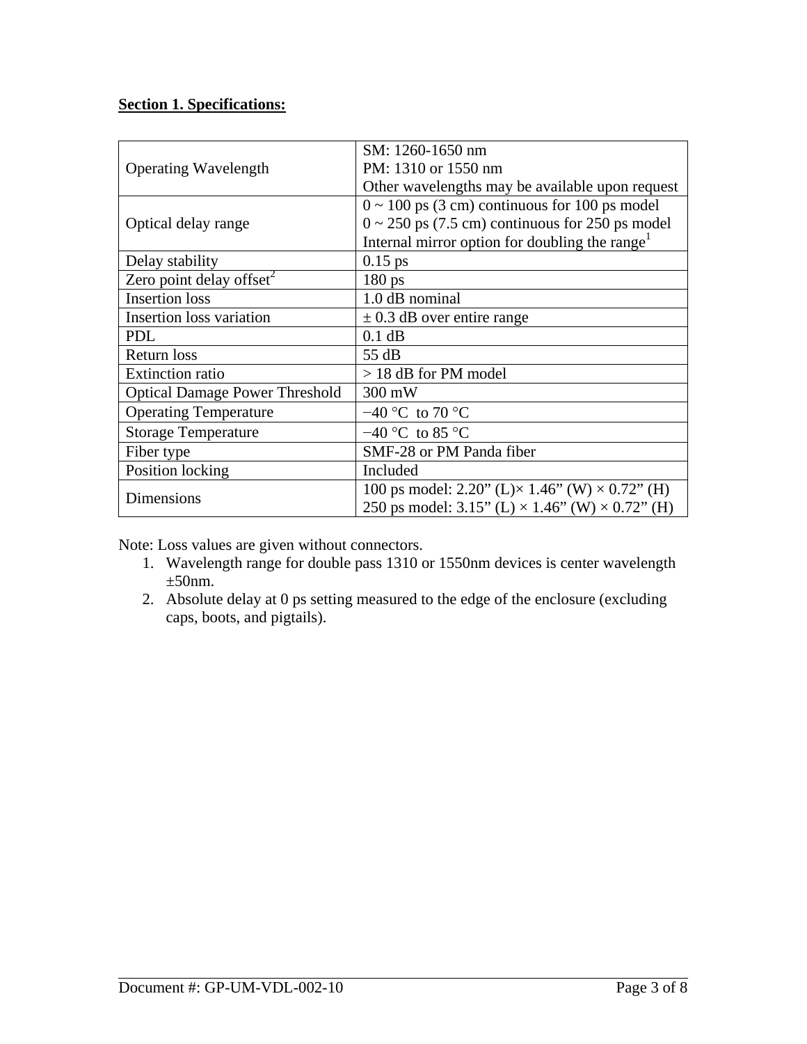**Section 1. Specifications:**

| | |
|---|---|
| Operating Wavelength | SM: 1260-1650 nm<br>PM: 1310 or 1550 nm<br>Other wavelengths may be available upon request |
| Optical delay range | 0 ~ 100 ps (3 cm) continuous for 100 ps model<br>0 ~ 250 ps (7.5 cm) continuous for 250 ps model<br>Internal mirror option for doubling the range[1] |
| Delay stability | 0.15 ps |
| Zero point delay offset[2] | 180 ps |
| Insertion loss | 1.0 dB nominal |
| Insertion loss variation | ± 0.3 dB over entire range |
| PDL | 0.1 dB |
| Return loss | 55 dB |
| Extinction ratio | > 18 dB for PM model |
| Optical Damage Power Threshold | 300 mW |
| Operating Temperature | −40 °C to 70 °C |
| Storage Temperature | −40 °C to 85 °C |
| Fiber type | SMF-28 or PM Panda fiber |
| Position locking | Included |
| Dimensions | 100 ps model: 2.20" (L)× 1.46" (W) × 0.72" (H)<br>250 ps model: 3.15" (L) × 1.46" (W) × 0.72" (H) |

Note: Loss values are given without connectors.

1. Wavelength range for double pass 1310 or 1550nm devices is center wavelength ±50nm.
2. Absolute delay at 0 ps setting measured to the edge of the enclosure (excluding caps, boots, and pigtails).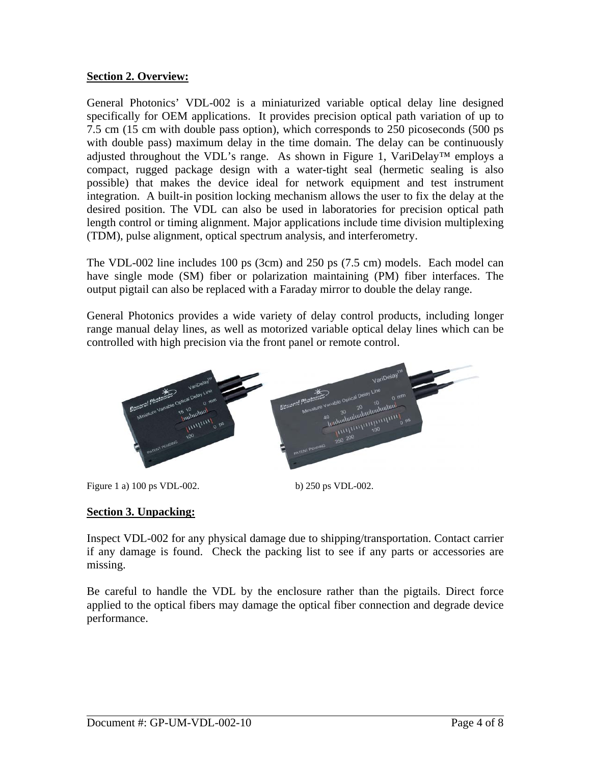**Section 2. Overview:**

General Photonics' VDL-002 is a miniaturized variable optical delay line designed specifically for OEM applications. It provides precision optical path variation of up to 7.5 cm (15 cm with double pass option), which corresponds to 250 picoseconds (500 ps with double pass) maximum delay in the time domain. The delay can be continuously adjusted throughout the VDL's range. As shown in Figure 1, VariDelay™ employs a compact, rugged package design with a water-tight seal (hermetic sealing is also possible) that makes the device ideal for network equipment and test instrument integration. A built-in position locking mechanism allows the user to fix the delay at the desired position. The VDL can also be used in laboratories for precision optical path length control or timing alignment. Major applications include time division multiplexing (TDM), pulse alignment, optical spectrum analysis, and interferometry.

The VDL-002 line includes 100 ps (3cm) and 250 ps (7.5 cm) models. Each model can have single mode (SM) fiber or polarization maintaining (PM) fiber interfaces. The output pigtail can also be replaced with a Faraday mirror to double the delay range.

General Photonics provides a wide variety of delay control products, including longer range manual delay lines, as well as motorized variable optical delay lines which can be controlled with high precision via the front panel or remote control.

Figure 1 a) 100 ps VDL-002. b) 250 ps VDL-002.

**Section 3. Unpacking:**

Inspect VDL-002 for any physical damage due to shipping/transportation. Contact carrier if any damage is found. Check the packing list to see if any parts or accessories are missing.

Be careful to handle the VDL by the enclosure rather than the pigtails. Direct force applied to the optical fibers may damage the optical fiber connection and degrade device performance.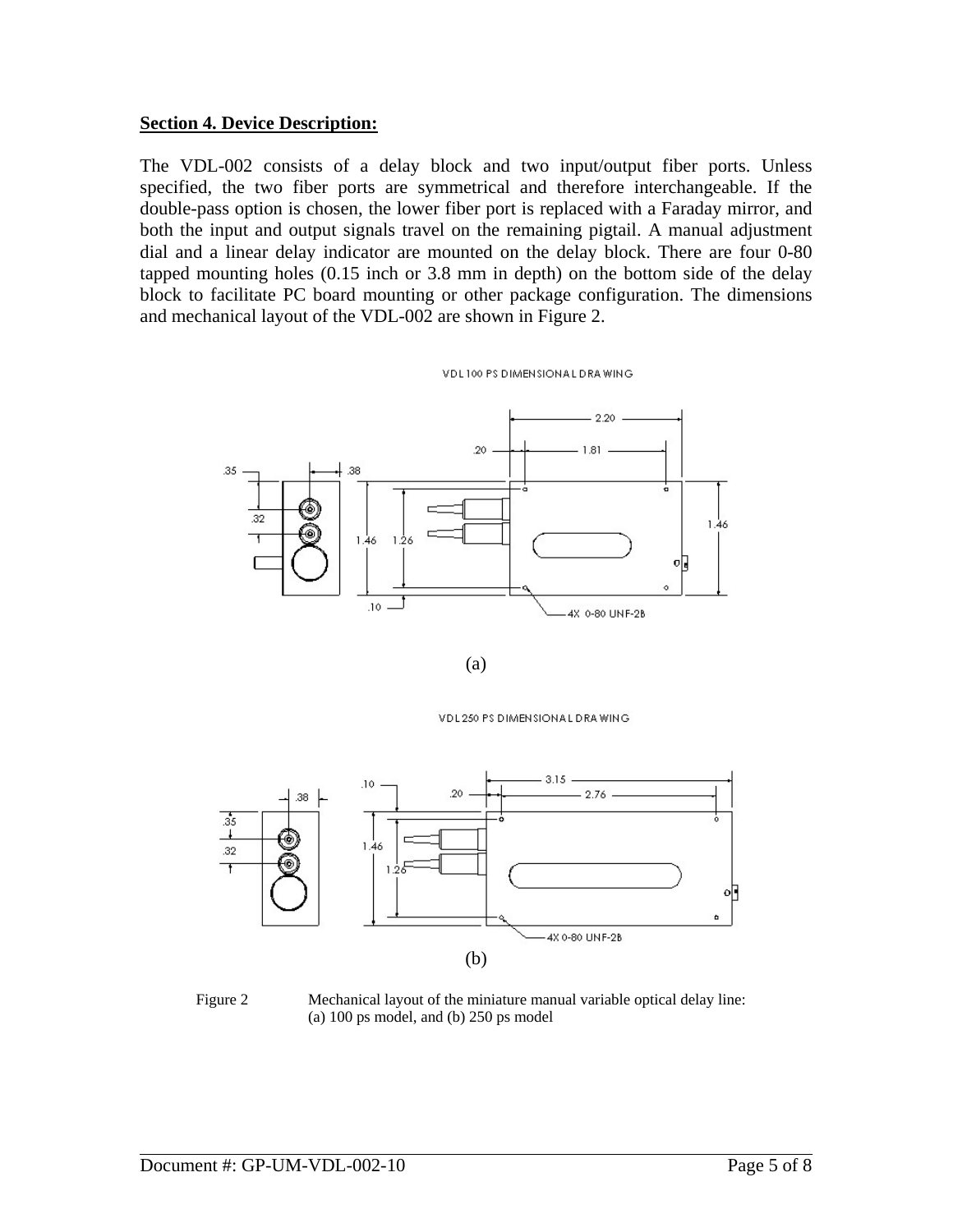**Section 4. Device Description:**

The VDL-002 consists of a delay block and two input/output fiber ports. Unless specified, the two fiber ports are symmetrical and therefore interchangeable. If the double-pass option is chosen, the lower fiber port is replaced with a Faraday mirror, and both the input and output signals travel on the remaining pigtail. A manual adjustment dial and a linear delay indicator are mounted on the delay block. There are four 0-80 tapped mounting holes (0.15 inch or 3.8 mm in depth) on the bottom side of the delay block to facilitate PC board mounting or other package configuration. The dimensions and mechanical layout of the VDL-002 are shown in Figure 2.

VDL 100 PS DIMENSIONAL DRAWING

(a)

VDL 250 PS DIMENSIONAL DRAWING

(b)

Figure 2 Mechanical layout of the miniature manual variable optical delay line: (a) 100 ps model, and (b) 250 ps model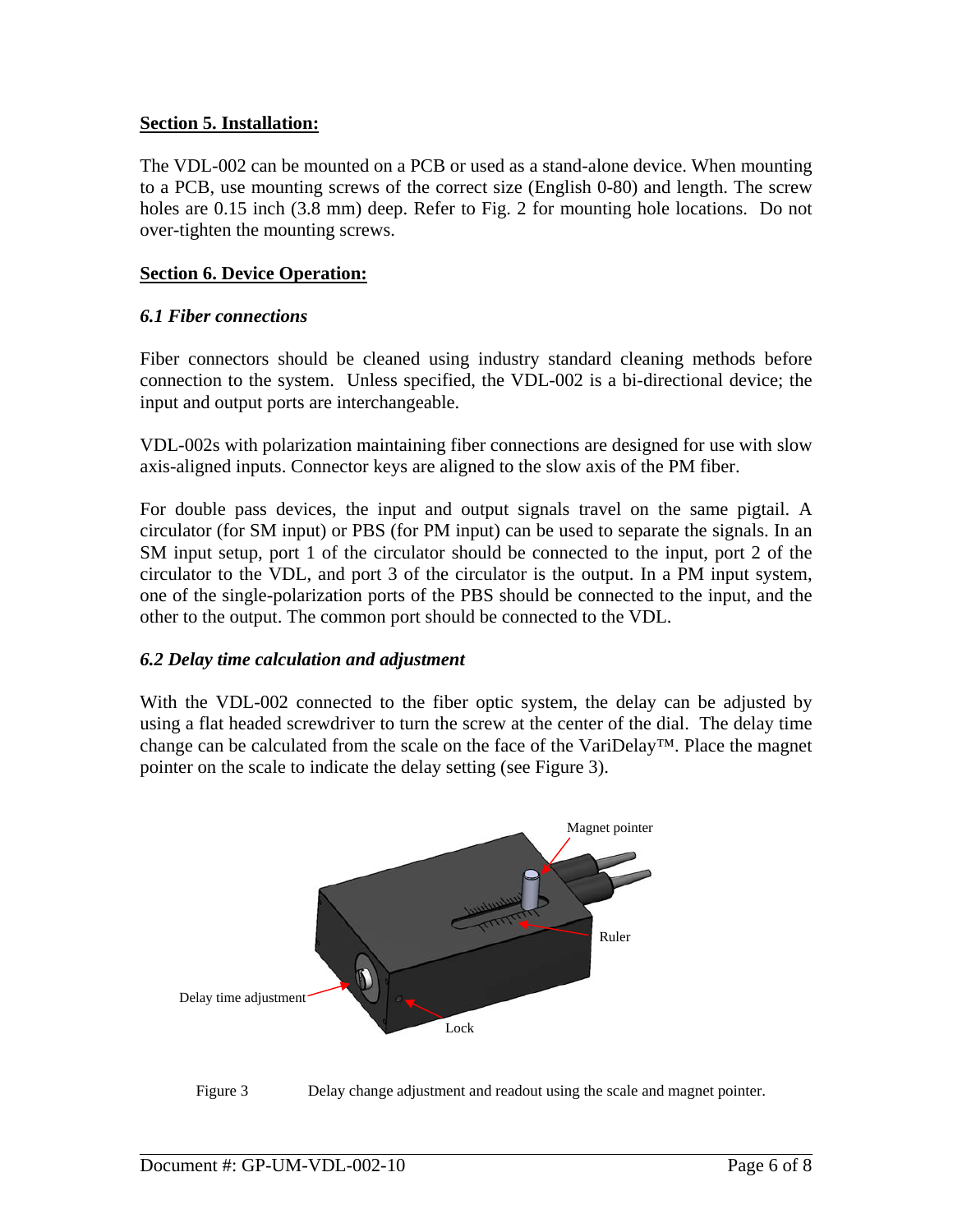## Section 5. Installation:

The VDL-002 can be mounted on a PCB or used as a stand-alone device. When mounting to a PCB, use mounting screws of the correct size (English 0-80) and length. The screw holes are 0.15 inch (3.8 mm) deep. Refer to Fig. 2 for mounting hole locations. Do not over-tighten the mounting screws.

## Section 6. Device Operation:

### *6.1 Fiber connections*

Fiber connectors should be cleaned using industry standard cleaning methods before connection to the system. Unless specified, the VDL-002 is a bi-directional device; the input and output ports are interchangeable.

VDL-002s with polarization maintaining fiber connections are designed for use with slow axis-aligned inputs. Connector keys are aligned to the slow axis of the PM fiber.

For double pass devices, the input and output signals travel on the same pigtail. A circulator (for SM input) or PBS (for PM input) can be used to separate the signals. In an SM input setup, port 1 of the circulator should be connected to the input, port 2 of the circulator to the VDL, and port 3 of the circulator is the output. In a PM input system, one of the single-polarization ports of the PBS should be connected to the input, and the other to the output. The common port should be connected to the VDL.

### *6.2 Delay time calculation and adjustment*

With the VDL-002 connected to the fiber optic system, the delay can be adjusted by using a flat headed screwdriver to turn the screw at the center of the dial. The delay time change can be calculated from the scale on the face of the VariDelay™. Place the magnet pointer on the scale to indicate the delay setting (see Figure 3).

Magnet pointer

Ruler

Delay time adjustment

Lock

Figure 3 Delay change adjustment and readout using the scale and magnet pointer.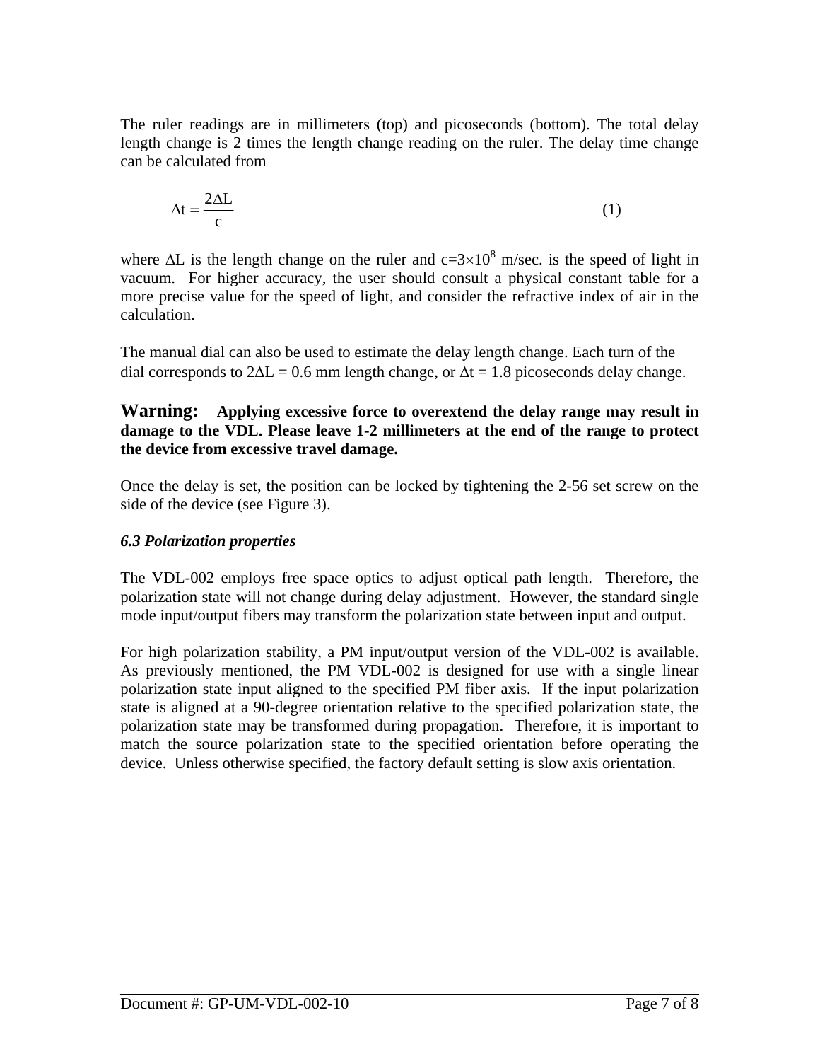The ruler readings are in millimeters (top) and picoseconds (bottom). The total delay length change is 2 times the length change reading on the ruler. The delay time change can be calculated from

$$\Delta t = \frac{2\Delta L}{c} \tag{1}$$

where $\Delta L$ is the length change on the ruler and $c = 3 \times 10^8$ m/sec. is the speed of light in vacuum. For higher accuracy, the user should consult a physical constant table for a more precise value for the speed of light, and consider the refractive index of air in the calculation.

The manual dial can also be used to estimate the delay length change. Each turn of the dial corresponds to $2\Delta L = 0.6$ mm length change, or $\Delta t = 1.8$ picoseconds delay change.

**Warning: Applying excessive force to overextend the delay range may result in damage to the VDL. Please leave 1-2 millimeters at the end of the range to protect the device from excessive travel damage.**

Once the delay is set, the position can be locked by tightening the 2-56 set screw on the side of the device (see Figure 3).

### *6.3 Polarization properties*

The VDL-002 employs free space optics to adjust optical path length. Therefore, the polarization state will not change during delay adjustment. However, the standard single mode input/output fibers may transform the polarization state between input and output.

For high polarization stability, a PM input/output version of the VDL-002 is available. As previously mentioned, the PM VDL-002 is designed for use with a single linear polarization state input aligned to the specified PM fiber axis. If the input polarization state is aligned at a 90-degree orientation relative to the specified polarization state, the polarization state may be transformed during propagation. Therefore, it is important to match the source polarization state to the specified orientation before operating the device. Unless otherwise specified, the factory default setting is slow axis orientation.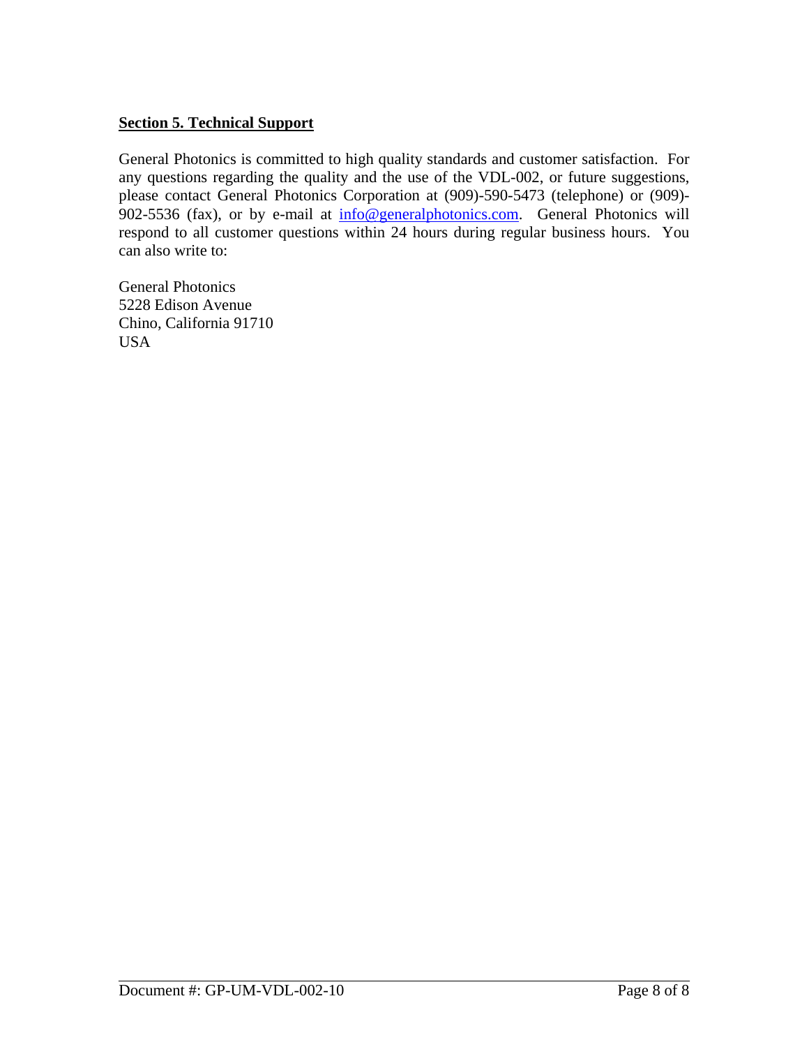## Section 5. Technical Support

General Photonics is committed to high quality standards and customer satisfaction. For any questions regarding the quality and the use of the VDL-002, or future suggestions, please contact General Photonics Corporation at (909)-590-5473 (telephone) or (909)-902-5536 (fax), or by e-mail at info@generalphotonics.com. General Photonics will respond to all customer questions within 24 hours during regular business hours. You can also write to:

General Photonics  
5228 Edison Avenue  
Chino, California 91710  
USA